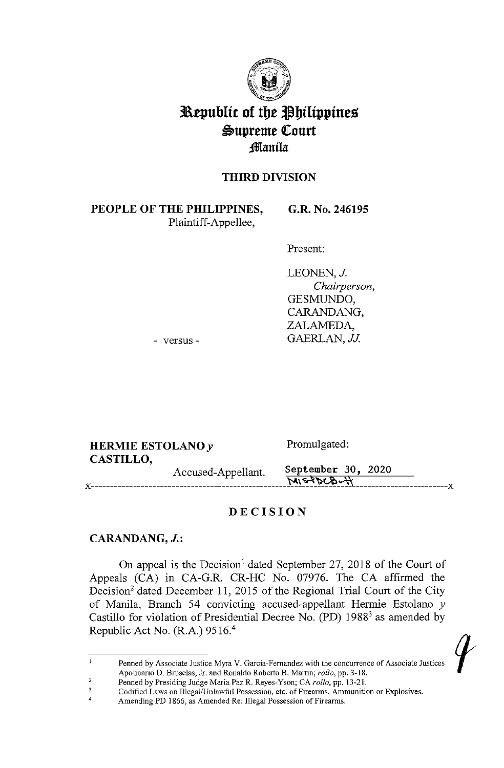# Republic of the Philippines
## Supreme Court
### Manila

**THIRD DIVISION**

**PEOPLE OF THE PHILIPPINES,**
Plaintiff-Appellee,

- versus -

**HERMIE ESTOLANO *y* CASTILLO,**
Accused-Appellant.

**G.R. No. 246195**

Present:

LEONEN, *J.*
*Chairperson*,
GESMUNDO,
CARANDANG,
ZALAMEDA,
GAERLAN, *JJ.*

Promulgated:

September 30, 2020

x-----------------------------------------------------------------------------------x

## DECISION

**CARANDANG, *J.*:**

On appeal is the Decision[1] dated September 27, 2018 of the Court of Appeals (CA) in CA-G.R. CR-HC No. 07976. The CA affirmed the Decision[2] dated December 11, 2015 of the Regional Trial Court of the City of Manila, Branch 54 convicting accused-appellant Hermie Estolano *y* Castillo for violation of Presidential Decree No. (PD) 1988[3] as amended by Republic Act No. (R.A.) 9516.[4]

---

[1] Penned by Associate Justice Myra V. Garcia-Fernandez with the concurrence of Associate Justices Apolinario D. Bruselas, Jr. and Ronaldo Roberto B. Martin; *rollo*, pp. 3-18.

[2] Penned by Presiding Judge Maria Paz R. Reyes-Yson; CA *rollo*, pp. 13-21.

[3] Codified Laws on Illegal/Unlawful Possession, etc. of Firearms, Ammunition or Explosives.

[4] Amending PD 1866, as Amended Re: Illegal Possession of Firearms.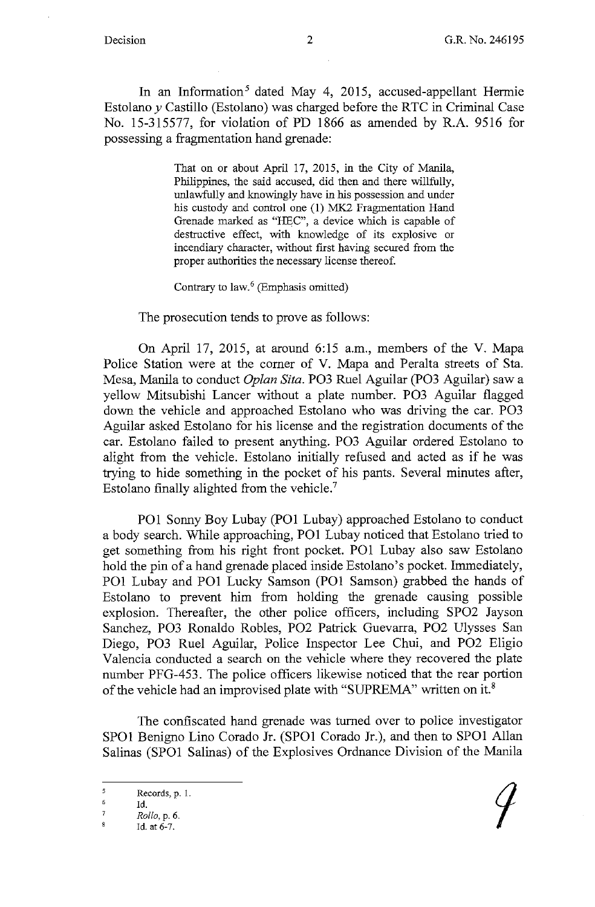In an Information[5] dated May 4, 2015, accused-appellant Hermie Estolano *y* Castillo (Estolano) was charged before the RTC in Criminal Case No. 15-315577, for violation of PD 1866 as amended by R.A. 9516 for possessing a fragmentation hand grenade:

> That on or about April 17, 2015, in the City of Manila, Philippines, the said accused, did then and there willfully, unlawfully and knowingly have in his possession and under his custody and control one (1) MK2 Fragmentation Hand Grenade marked as "HEC", a device which is capable of destructive effect, with knowledge of its explosive or incendiary character, without first having secured from the proper authorities the necessary license thereof.
>
> Contrary to law.[6] (Emphasis omitted)

The prosecution tends to prove as follows:

On April 17, 2015, at around 6:15 a.m., members of the V. Mapa Police Station were at the corner of V. Mapa and Peralta streets of Sta. Mesa, Manila to conduct *Oplan Sita*. PO3 Ruel Aguilar (PO3 Aguilar) saw a yellow Mitsubishi Lancer without a plate number. PO3 Aguilar flagged down the vehicle and approached Estolano who was driving the car. PO3 Aguilar asked Estolano for his license and the registration documents of the car. Estolano failed to present anything. PO3 Aguilar ordered Estolano to alight from the vehicle. Estolano initially refused and acted as if he was trying to hide something in the pocket of his pants. Several minutes after, Estolano finally alighted from the vehicle.[7]

PO1 Sonny Boy Lubay (PO1 Lubay) approached Estolano to conduct a body search. While approaching, PO1 Lubay noticed that Estolano tried to get something from his right front pocket. PO1 Lubay also saw Estolano hold the pin of a hand grenade placed inside Estolano's pocket. Immediately, PO1 Lubay and PO1 Lucky Samson (PO1 Samson) grabbed the hands of Estolano to prevent him from holding the grenade causing possible explosion. Thereafter, the other police officers, including SPO2 Jayson Sanchez, PO3 Ronaldo Robles, PO2 Patrick Guevarra, PO2 Ulysses San Diego, PO3 Ruel Aguilar, Police Inspector Lee Chui, and PO2 Eligio Valencia conducted a search on the vehicle where they recovered the plate number PFG-453. The police officers likewise noticed that the rear portion of the vehicle had an improvised plate with "SUPREMA" written on it.[8]

The confiscated hand grenade was turned over to police investigator SPO1 Benigno Lino Corado Jr. (SPO1 Corado Jr.), and then to SPO1 Allan Salinas (SPO1 Salinas) of the Explosives Ordnance Division of the Manila

---

[5] Records, p. 1.
[6] Id.
[7] *Rollo*, p. 6.
[8] Id. at 6-7.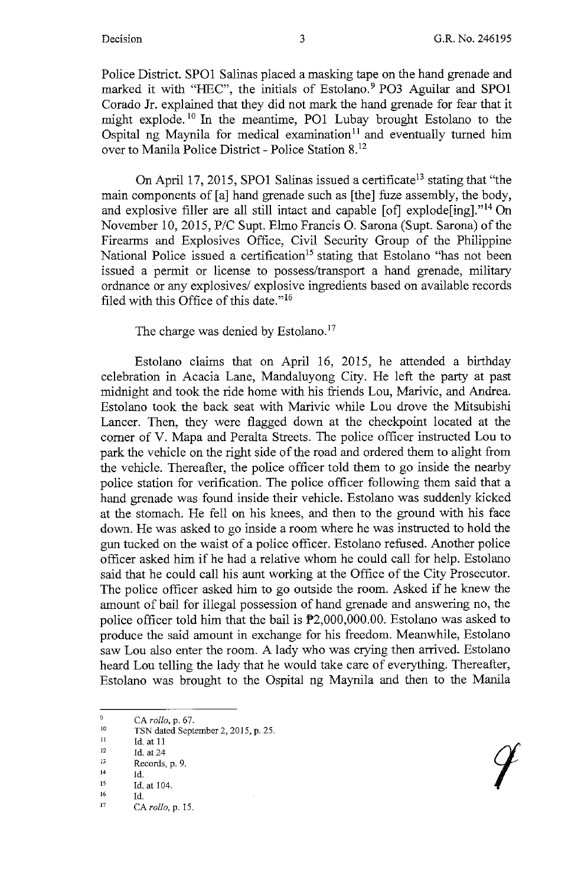Police District. SPO1 Salinas placed a masking tape on the hand grenade and marked it with "HEC", the initials of Estolano.[9] PO3 Aguilar and SPO1 Corado Jr. explained that they did not mark the hand grenade for fear that it might explode.[10] In the meantime, PO1 Lubay brought Estolano to the Ospital ng Maynila for medical examination[11] and eventually turned him over to Manila Police District - Police Station 8.[12]

On April 17, 2015, SPO1 Salinas issued a certificate[13] stating that "the main components of [a] hand grenade such as [the] fuze assembly, the body, and explosive filler are all still intact and capable [of] explode[ing]."[14] On November 10, 2015, P/C Supt. Elmo Francis O. Sarona (Supt. Sarona) of the Firearms and Explosives Office, Civil Security Group of the Philippine National Police issued a certification[15] stating that Estolano "has not been issued a permit or license to possess/transport a hand grenade, military ordnance or any explosives/ explosive ingredients based on available records filed with this Office of this date."[16]

The charge was denied by Estolano.[17]

Estolano claims that on April 16, 2015, he attended a birthday celebration in Acacia Lane, Mandaluyong City. He left the party at past midnight and took the ride home with his friends Lou, Marivic, and Andrea. Estolano took the back seat with Marivic while Lou drove the Mitsubishi Lancer. Then, they were flagged down at the checkpoint located at the corner of V. Mapa and Peralta Streets. The police officer instructed Lou to park the vehicle on the right side of the road and ordered them to alight from the vehicle. Thereafter, the police officer told them to go inside the nearby police station for verification. The police officer following them said that a hand grenade was found inside their vehicle. Estolano was suddenly kicked at the stomach. He fell on his knees, and then to the ground with his face down. He was asked to go inside a room where he was instructed to hold the gun tucked on the waist of a police officer. Estolano refused. Another police officer asked him if he had a relative whom he could call for help. Estolano said that he could call his aunt working at the Office of the City Prosecutor. The police officer asked him to go outside the room. Asked if he knew the amount of bail for illegal possession of hand grenade and answering no, the police officer told him that the bail is ₱2,000,000.00. Estolano was asked to produce the said amount in exchange for his freedom. Meanwhile, Estolano saw Lou also enter the room. A lady who was crying then arrived. Estolano heard Lou telling the lady that he would take care of everything. Thereafter, Estolano was brought to the Ospital ng Maynila and then to the Manila

---

9 CA *rollo*, p. 67.
10 TSN dated September 2, 2015, p. 25.
11 Id. at 11
12 Id. at 24
13 Records, p. 9.
14 Id.
15 Id. at 104.
16 Id.
17 CA *rollo*, p. 15.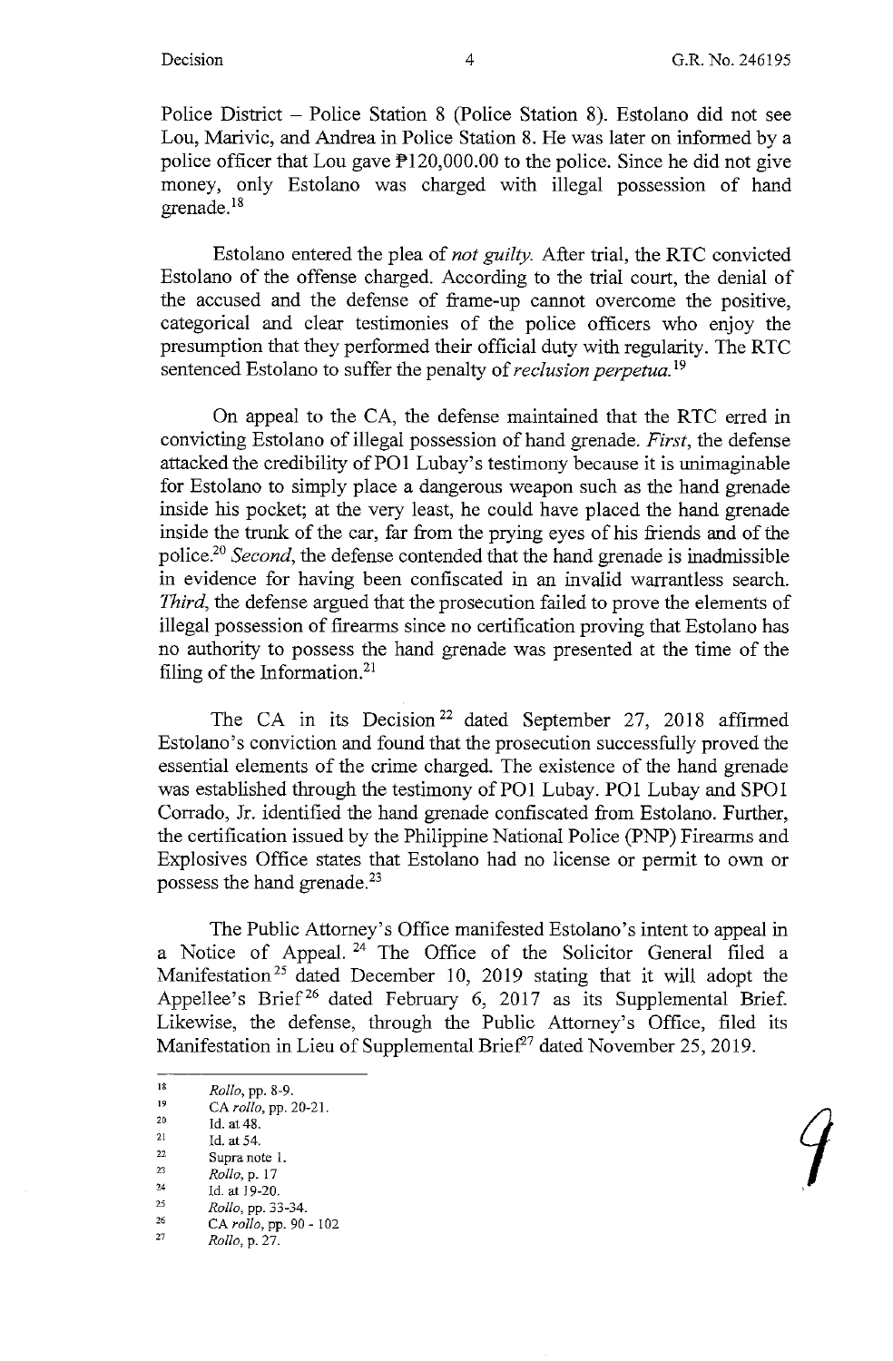Police District – Police Station 8 (Police Station 8). Estolano did not see Lou, Marivic, and Andrea in Police Station 8. He was later on informed by a police officer that Lou gave ₱120,000.00 to the police. Since he did not give money, only Estolano was charged with illegal possession of hand grenade.[18]

Estolano entered the plea of *not guilty*. After trial, the RTC convicted Estolano of the offense charged. According to the trial court, the denial of the accused and the defense of frame-up cannot overcome the positive, categorical and clear testimonies of the police officers who enjoy the presumption that they performed their official duty with regularity. The RTC sentenced Estolano to suffer the penalty of *reclusion perpetua*.[19]

On appeal to the CA, the defense maintained that the RTC erred in convicting Estolano of illegal possession of hand grenade. *First*, the defense attacked the credibility of PO1 Lubay's testimony because it is unimaginable for Estolano to simply place a dangerous weapon such as the hand grenade inside his pocket; at the very least, he could have placed the hand grenade inside the trunk of the car, far from the prying eyes of his friends and of the police.[20] *Second*, the defense contended that the hand grenade is inadmissible in evidence for having been confiscated in an invalid warrantless search. *Third*, the defense argued that the prosecution failed to prove the elements of illegal possession of firearms since no certification proving that Estolano has no authority to possess the hand grenade was presented at the time of the filing of the Information.[21]

The CA in its Decision[22] dated September 27, 2018 affirmed Estolano's conviction and found that the prosecution successfully proved the essential elements of the crime charged. The existence of the hand grenade was established through the testimony of PO1 Lubay. PO1 Lubay and SPO1 Corrado, Jr. identified the hand grenade confiscated from Estolano. Further, the certification issued by the Philippine National Police (PNP) Firearms and Explosives Office states that Estolano had no license or permit to own or possess the hand grenade.[23]

The Public Attorney's Office manifested Estolano's intent to appeal in a Notice of Appeal.[24] The Office of the Solicitor General filed a Manifestation[25] dated December 10, 2019 stating that it will adopt the Appellee's Brief[26] dated February 6, 2017 as its Supplemental Brief. Likewise, the defense, through the Public Attorney's Office, filed its Manifestation in Lieu of Supplemental Brief[27] dated November 25, 2019.

---

[18] *Rollo*, pp. 8-9.
[19] CA *rollo*, pp. 20-21.
[20] Id. at 48.
[21] Id. at 54.
[22] Supra note 1.
[23] *Rollo*, p. 17
[24] Id. at 19-20.
[25] *Rollo*, pp. 33-34.
[26] CA *rollo*, pp. 90 - 102
[27] *Rollo*, p. 27.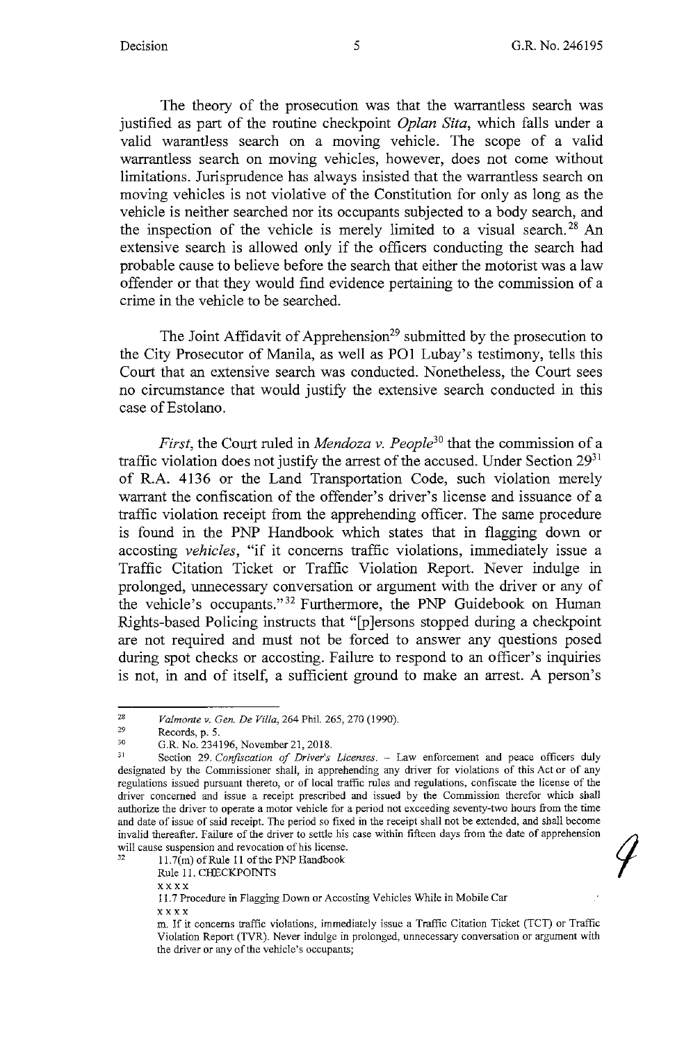The theory of the prosecution was that the warrantless search was justified as part of the routine checkpoint *Oplan Sita*, which falls under a valid warantless search on a moving vehicle. The scope of a valid warrantless search on moving vehicles, however, does not come without limitations. Jurisprudence has always insisted that the warrantless search on moving vehicles is not violative of the Constitution for only as long as the vehicle is neither searched nor its occupants subjected to a body search, and the inspection of the vehicle is merely limited to a visual search.[28] An extensive search is allowed only if the officers conducting the search had probable cause to believe before the search that either the motorist was a law offender or that they would find evidence pertaining to the commission of a crime in the vehicle to be searched.

The Joint Affidavit of Apprehension[29] submitted by the prosecution to the City Prosecutor of Manila, as well as PO1 Lubay's testimony, tells this Court that an extensive search was conducted. Nonetheless, the Court sees no circumstance that would justify the extensive search conducted in this case of Estolano.

*First*, the Court ruled in *Mendoza v. People*[30] that the commission of a traffic violation does not justify the arrest of the accused. Under Section 29[31] of R.A. 4136 or the Land Transportation Code, such violation merely warrant the confiscation of the offender's driver's license and issuance of a traffic violation receipt from the apprehending officer. The same procedure is found in the PNP Handbook which states that in flagging down or accosting *vehicles*, "if it concerns traffic violations, immediately issue a Traffic Citation Ticket or Traffic Violation Report. Never indulge in prolonged, unnecessary conversation or argument with the driver or any of the vehicle's occupants."[32] Furthermore, the PNP Guidebook on Human Rights-based Policing instructs that "[p]ersons stopped during a checkpoint are not required and must not be forced to answer any questions posed during spot checks or accosting. Failure to respond to an officer's inquiries is not, in and of itself, a sufficient ground to make an arrest. A person's

---

[28] *Valmonte v. Gen. De Villa*, 264 Phil. 265, 270 (1990).

[29] Records, p. 5.

[30] G.R. No. 234196, November 21, 2018.

[31] Section 29. *Confiscation of Driver's Licenses.* – Law enforcement and peace officers duly designated by the Commissioner shall, in apprehending any driver for violations of this Act or of any regulations issued pursuant thereto, or of local traffic rules and regulations, confiscate the license of the driver concerned and issue a receipt prescribed and issued by the Commission therefor which shall authorize the driver to operate a motor vehicle for a period not exceeding seventy-two hours from the time and date of issue of said receipt. The period so fixed in the receipt shall not be extended, and shall become invalid thereafter. Failure of the driver to settle his case within fifteen days from the date of apprehension will cause suspension and revocation of his license.

[32] 11.7(m) of Rule 11 of the PNP Handbook
Rule 11. CHECKPOINTS
x x x x
11.7 Procedure in Flagging Down or Accosting Vehicles While in Mobile Car
x x x x
m. If it concerns traffic violations, immediately issue a Traffic Citation Ticket (TCT) or Traffic Violation Report (TVR). Never indulge in prolonged, unnecessary conversation or argument with the driver or any of the vehicle's occupants;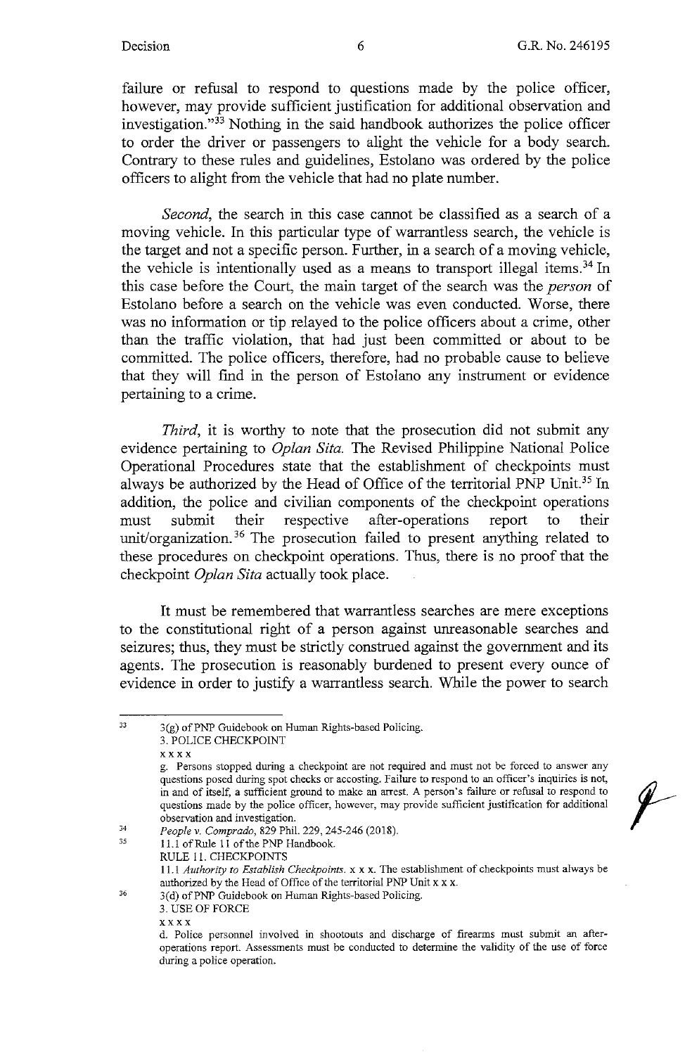failure or refusal to respond to questions made by the police officer, however, may provide sufficient justification for additional observation and investigation."[33] Nothing in the said handbook authorizes the police officer to order the driver or passengers to alight the vehicle for a body search. Contrary to these rules and guidelines, Estolano was ordered by the police officers to alight from the vehicle that had no plate number.

*Second*, the search in this case cannot be classified as a search of a moving vehicle. In this particular type of warrantless search, the vehicle is the target and not a specific person. Further, in a search of a moving vehicle, the vehicle is intentionally used as a means to transport illegal items.[34] In this case before the Court, the main target of the search was the *person* of Estolano before a search on the vehicle was even conducted. Worse, there was no information or tip relayed to the police officers about a crime, other than the traffic violation, that had just been committed or about to be committed. The police officers, therefore, had no probable cause to believe that they will find in the person of Estolano any instrument or evidence pertaining to a crime.

*Third*, it is worthy to note that the prosecution did not submit any evidence pertaining to *Oplan Sita*. The Revised Philippine National Police Operational Procedures state that the establishment of checkpoints must always be authorized by the Head of Office of the territorial PNP Unit.[35] In addition, the police and civilian components of the checkpoint operations must submit their respective after-operations report to their unit/organization.[36] The prosecution failed to present anything related to these procedures on checkpoint operations. Thus, there is no proof that the checkpoint *Oplan Sita* actually took place.

It must be remembered that warrantless searches are mere exceptions to the constitutional right of a person against unreasonable searches and seizures; thus, they must be strictly construed against the government and its agents. The prosecution is reasonably burdened to present every ounce of evidence in order to justify a warrantless search. While the power to search

---

[33] 3(g) of PNP Guidebook on Human Rights-based Policing.
3. POLICE CHECKPOINT
x x x x
g. Persons stopped during a checkpoint are not required and must not be forced to answer any questions posed during spot checks or accosting. Failure to respond to an officer's inquiries is not, in and of itself, a sufficient ground to make an arrest. A person's failure or refusal to respond to questions made by the police officer, however, may provide sufficient justification for additional observation and investigation.

[34] *People v. Comprado*, 829 Phil. 229, 245-246 (2018).

[35] 11.1 of Rule 11 of the PNP Handbook.
RULE 11. CHECKPOINTS
11.1 *Authority to Establish Checkpoints*. x x x. The establishment of checkpoints must always be authorized by the Head of Office of the territorial PNP Unit x x x.

[36] 3(d) of PNP Guidebook on Human Rights-based Policing.
3. USE OF FORCE
x x x x
d. Police personnel involved in shootouts and discharge of firearms must submit an after-operations report. Assessments must be conducted to determine the validity of the use of force during a police operation.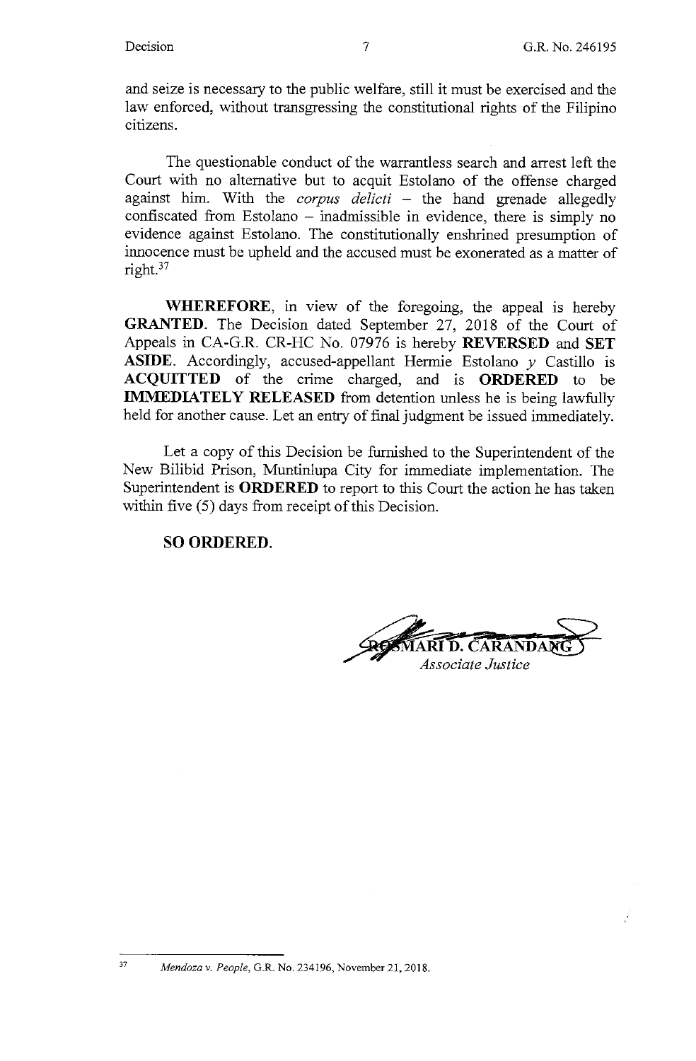and seize is necessary to the public welfare, still it must be exercised and the law enforced, without transgressing the constitutional rights of the Filipino citizens.

The questionable conduct of the warrantless search and arrest left the Court with no alternative but to acquit Estolano of the offense charged against him. With the *corpus delicti* – the hand grenade allegedly confiscated from Estolano – inadmissible in evidence, there is simply no evidence against Estolano. The constitutionally enshrined presumption of innocence must be upheld and the accused must be exonerated as a matter of right.[37]

**WHEREFORE**, in view of the foregoing, the appeal is hereby **GRANTED**. The Decision dated September 27, 2018 of the Court of Appeals in CA-G.R. CR-HC No. 07976 is hereby **REVERSED** and **SET ASIDE**. Accordingly, accused-appellant Hermie Estolano *y* Castillo is **ACQUITTED** of the crime charged, and is **ORDERED** to be **IMMEDIATELY RELEASED** from detention unless he is being lawfully held for another cause. Let an entry of final judgment be issued immediately.

Let a copy of this Decision be furnished to the Superintendent of the New Bilibid Prison, Muntinlupa City for immediate implementation. The Superintendent is **ORDERED** to report to this Court the action he has taken within five (5) days from receipt of this Decision.

**SO ORDERED.**

ROSMARI D. CARANDANG
*Associate Justice*

---

[37] *Mendoza v. People*, G.R. No. 234196, November 21, 2018.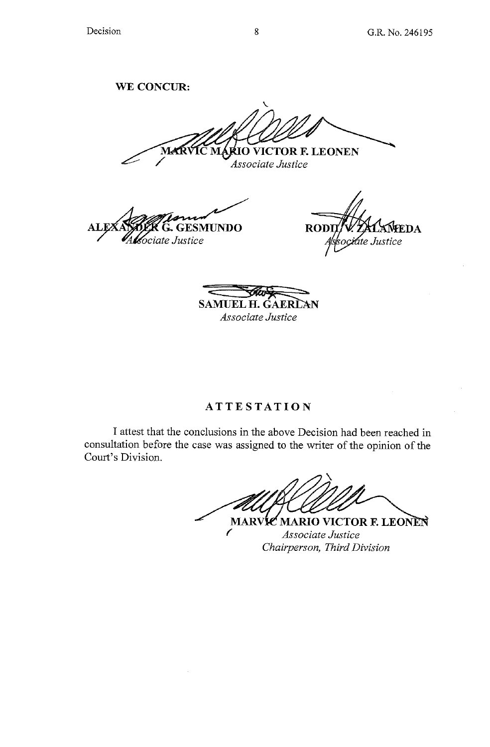**WE CONCUR:**

**MARVIC MARIO VICTOR F. LEONEN**
*Associate Justice*

**ALEXANDER G. GESMUNDO**
*Associate Justice*

**RODIL V. ZALAMEDA**
*Associate Justice*

**SAMUEL H. GAERLAN**
*Associate Justice*

## ATTESTATION

I attest that the conclusions in the above Decision had been reached in consultation before the case was assigned to the writer of the opinion of the Court's Division.

**MARVIC MARIO VICTOR F. LEONEN**
*Associate Justice*
*Chairperson, Third Division*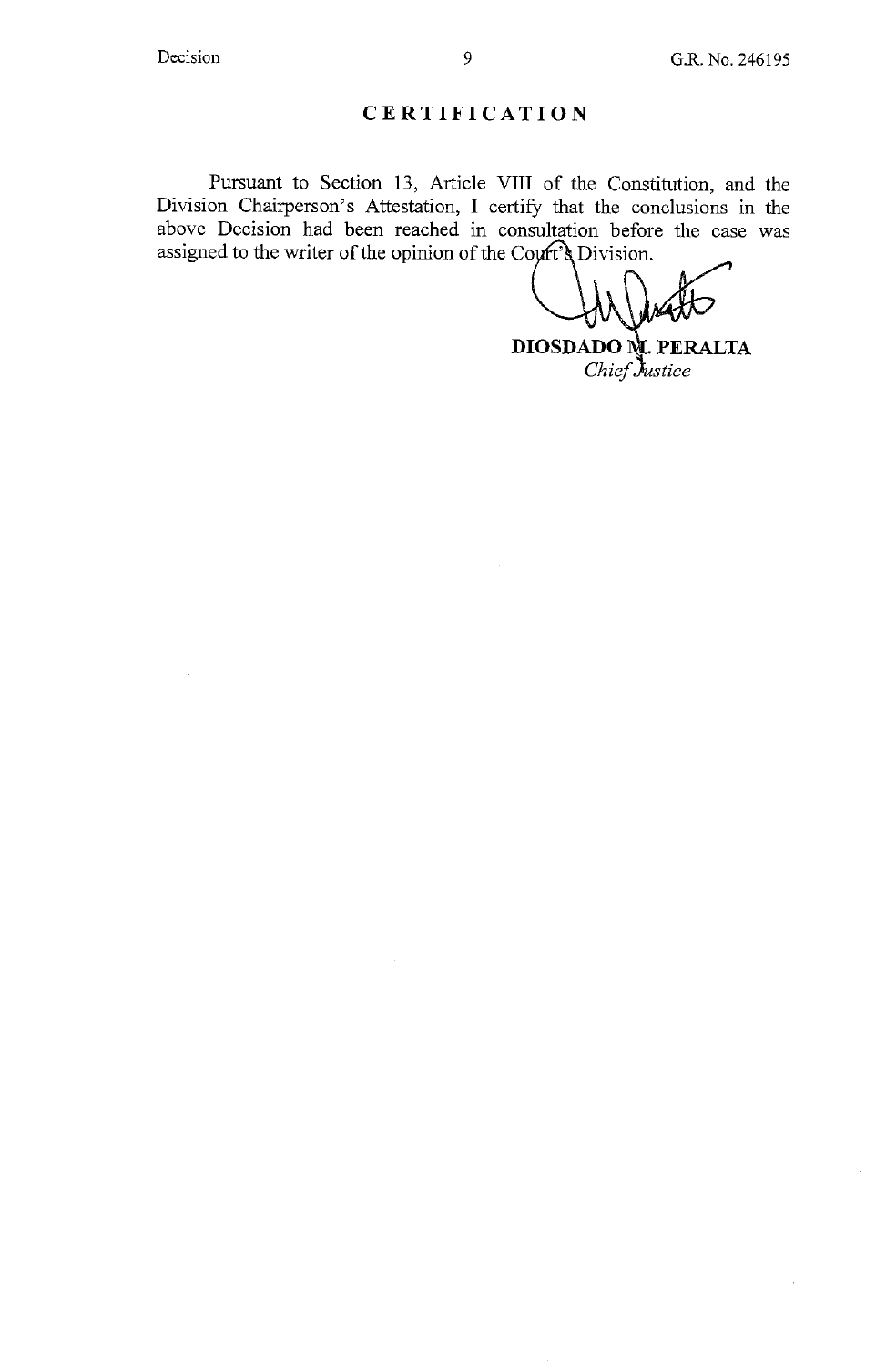## CERTIFICATION

Pursuant to Section 13, Article VIII of the Constitution, and the Division Chairperson's Attestation, I certify that the conclusions in the above Decision had been reached in consultation before the case was assigned to the writer of the opinion of the Court's Division.

**DIOSDADO M. PERALTA**
*Chief Justice*